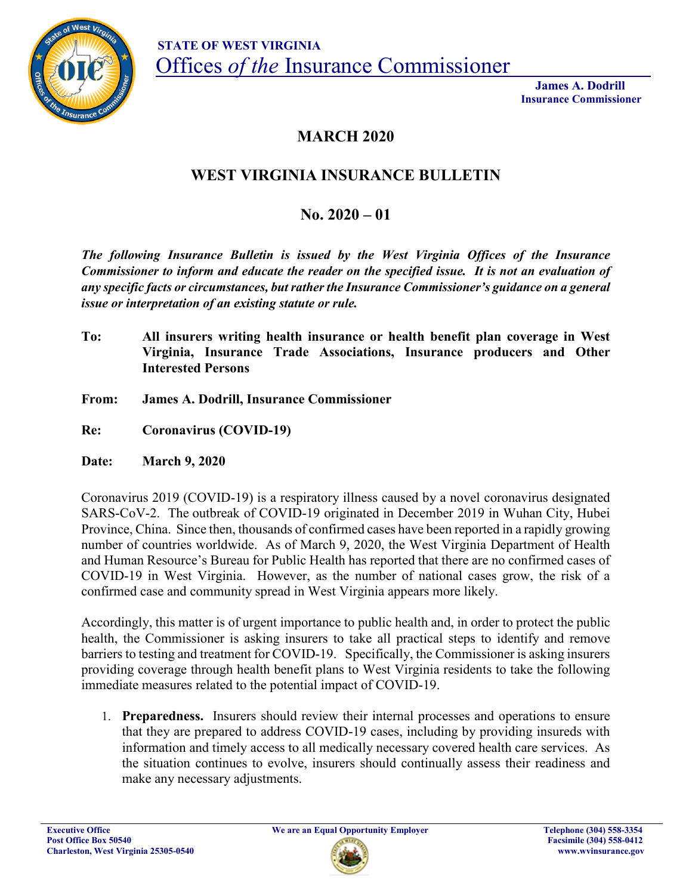**STATE OF WEST VIRGINIA**

# Offices *of the* Insurance Commissioner

**James A. Dodrill**
**Insurance Commissioner**

## MARCH 2020

## WEST VIRGINIA INSURANCE BULLETIN

## No. 2020 – 01

***The following Insurance Bulletin is issued by the West Virginia Offices of the Insurance Commissioner to inform and educate the reader on the specified issue. It is not an evaluation of any specific facts or circumstances, but rather the Insurance Commissioner's guidance on a general issue or interpretation of an existing statute or rule.***

**To:** **All insurers writing health insurance or health benefit plan coverage in West Virginia, Insurance Trade Associations, Insurance producers and Other Interested Persons**

**From:** **James A. Dodrill, Insurance Commissioner**

**Re:** **Coronavirus (COVID-19)**

**Date:** **March 9, 2020**

Coronavirus 2019 (COVID-19) is a respiratory illness caused by a novel coronavirus designated SARS-CoV-2. The outbreak of COVID-19 originated in December 2019 in Wuhan City, Hubei Province, China. Since then, thousands of confirmed cases have been reported in a rapidly growing number of countries worldwide. As of March 9, 2020, the West Virginia Department of Health and Human Resource's Bureau for Public Health has reported that there are no confirmed cases of COVID-19 in West Virginia. However, as the number of national cases grow, the risk of a confirmed case and community spread in West Virginia appears more likely.

Accordingly, this matter is of urgent importance to public health and, in order to protect the public health, the Commissioner is asking insurers to take all practical steps to identify and remove barriers to testing and treatment for COVID-19. Specifically, the Commissioner is asking insurers providing coverage through health benefit plans to West Virginia residents to take the following immediate measures related to the potential impact of COVID-19.

1. **Preparedness.** Insurers should review their internal processes and operations to ensure that they are prepared to address COVID-19 cases, including by providing insureds with information and timely access to all medically necessary covered health care services. As the situation continues to evolve, insurers should continually assess their readiness and make any necessary adjustments.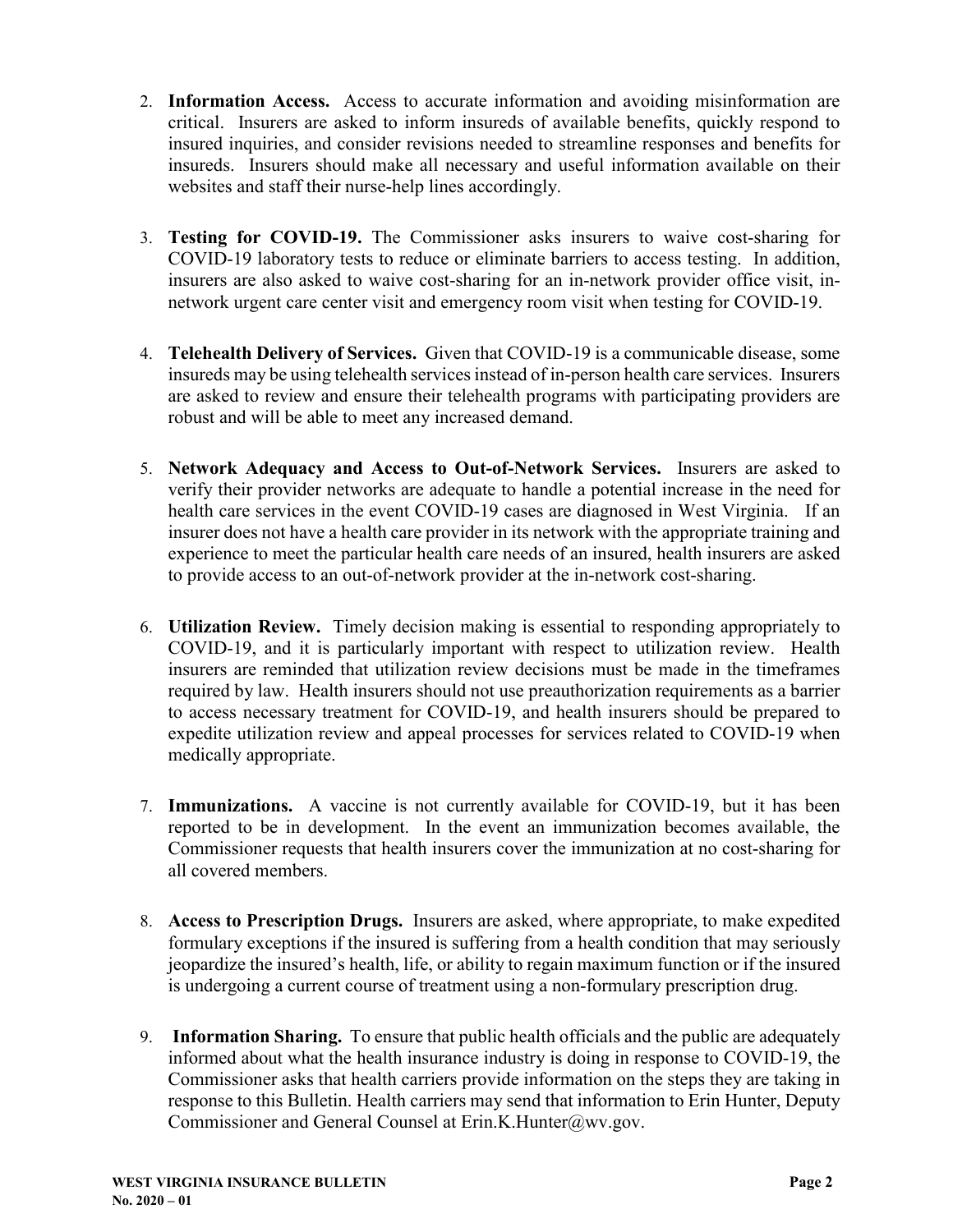2. **Information Access.** Access to accurate information and avoiding misinformation are critical. Insurers are asked to inform insureds of available benefits, quickly respond to insured inquiries, and consider revisions needed to streamline responses and benefits for insureds. Insurers should make all necessary and useful information available on their websites and staff their nurse-help lines accordingly.

3. **Testing for COVID-19.** The Commissioner asks insurers to waive cost-sharing for COVID-19 laboratory tests to reduce or eliminate barriers to access testing. In addition, insurers are also asked to waive cost-sharing for an in-network provider office visit, in-network urgent care center visit and emergency room visit when testing for COVID-19.

4. **Telehealth Delivery of Services.** Given that COVID-19 is a communicable disease, some insureds may be using telehealth services instead of in-person health care services. Insurers are asked to review and ensure their telehealth programs with participating providers are robust and will be able to meet any increased demand.

5. **Network Adequacy and Access to Out-of-Network Services.** Insurers are asked to verify their provider networks are adequate to handle a potential increase in the need for health care services in the event COVID-19 cases are diagnosed in West Virginia. If an insurer does not have a health care provider in its network with the appropriate training and experience to meet the particular health care needs of an insured, health insurers are asked to provide access to an out-of-network provider at the in-network cost-sharing.

6. **Utilization Review.** Timely decision making is essential to responding appropriately to COVID-19, and it is particularly important with respect to utilization review. Health insurers are reminded that utilization review decisions must be made in the timeframes required by law. Health insurers should not use preauthorization requirements as a barrier to access necessary treatment for COVID-19, and health insurers should be prepared to expedite utilization review and appeal processes for services related to COVID-19 when medically appropriate.

7. **Immunizations.** A vaccine is not currently available for COVID-19, but it has been reported to be in development. In the event an immunization becomes available, the Commissioner requests that health insurers cover the immunization at no cost-sharing for all covered members.

8. **Access to Prescription Drugs.** Insurers are asked, where appropriate, to make expedited formulary exceptions if the insured is suffering from a health condition that may seriously jeopardize the insured's health, life, or ability to regain maximum function or if the insured is undergoing a current course of treatment using a non-formulary prescription drug.

9. **Information Sharing.** To ensure that public health officials and the public are adequately informed about what the health insurance industry is doing in response to COVID-19, the Commissioner asks that health carriers provide information on the steps they are taking in response to this Bulletin. Health carriers may send that information to Erin Hunter, Deputy Commissioner and General Counsel at Erin.K.Hunter@wv.gov.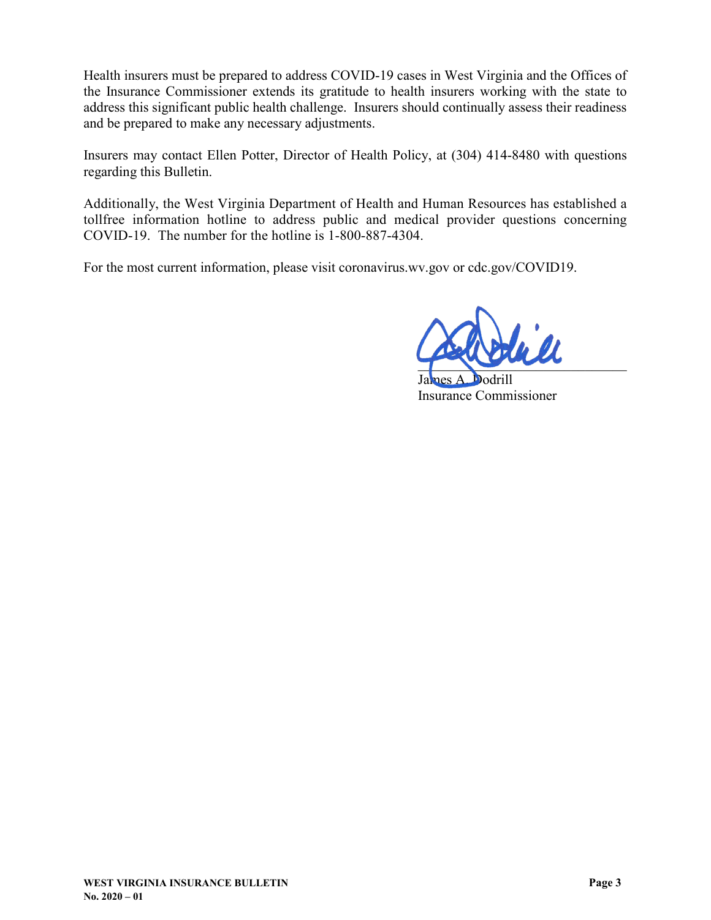Health insurers must be prepared to address COVID-19 cases in West Virginia and the Offices of the Insurance Commissioner extends its gratitude to health insurers working with the state to address this significant public health challenge. Insurers should continually assess their readiness and be prepared to make any necessary adjustments.

Insurers may contact Ellen Potter, Director of Health Policy, at (304) 414-8480 with questions regarding this Bulletin.

Additionally, the West Virginia Department of Health and Human Resources has established a tollfree information hotline to address public and medical provider questions concerning COVID-19. The number for the hotline is 1-800-887-4304.

For the most current information, please visit coronavirus.wv.gov or cdc.gov/COVID19.

James A. Dodrill
Insurance Commissioner